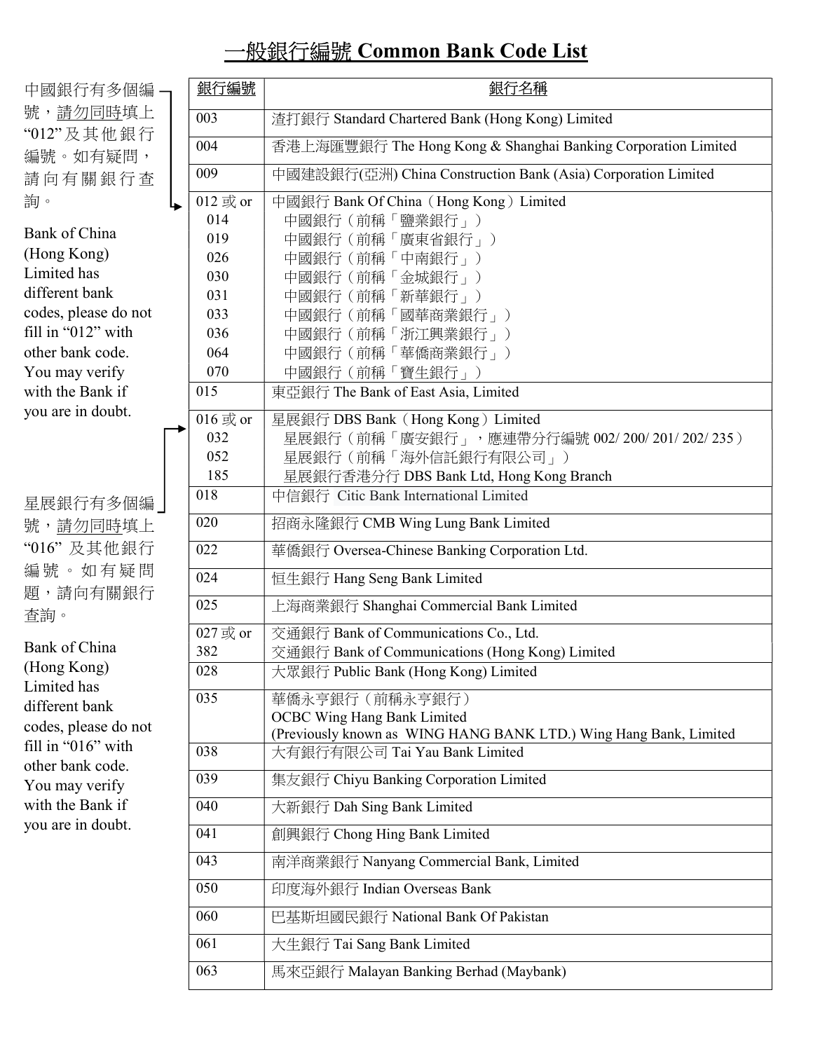// # 一般銀行編號 Common Bank Code List

中國銀行有多個編號，請勿同時填上 "012" 及其他銀行編號。如有疑問，請向有關銀行查詢。

Bank of China (Hong Kong) Limited has different bank codes, please do not fill in "012" with other bank code. You may verify with the Bank if you are in doubt.

星展銀行有多個編號，請勿同時填上 "016" 及其他銀行編號。如有疑問題，請向有關銀行查詢。

Bank of China (Hong Kong) Limited has different bank codes, please do not fill in "016" with other bank code. You may verify with the Bank if you are in doubt.

| 銀行編號 | 銀行名稱 |
| --- | --- |
| 003 | 渣打銀行 Standard Chartered Bank (Hong Kong) Limited |
| 004 | 香港上海匯豐銀行 The Hong Kong & Shanghai Banking Corporation Limited |
| 009 | 中國建設銀行(亞洲) China Construction Bank (Asia) Corporation Limited |
| 012 或 or<br>014<br>019<br>026<br>030<br>031<br>033<br>036<br>064<br>070 | 中國銀行 Bank Of China（Hong Kong）Limited<br>中國銀行（前稱「鹽業銀行」）<br>中國銀行（前稱「廣東省銀行」）<br>中國銀行（前稱「中南銀行」）<br>中國銀行（前稱「金城銀行」）<br>中國銀行（前稱「新華銀行」）<br>中國銀行（前稱「國華商業銀行」）<br>中國銀行（前稱「浙江興業銀行」）<br>中國銀行（前稱「華僑商業銀行」）<br>中國銀行（前稱「寶生銀行」） |
| 015 | 東亞銀行 The Bank of East Asia, Limited |
| 016 或 or<br>032<br>052<br>185 | 星展銀行 DBS Bank（Hong Kong）Limited<br>星展銀行（前稱「廣安銀行」，應連帶分行編號 002/ 200/ 201/ 202/ 235）<br>星展銀行（前稱「海外信託銀行有限公司」）<br>星展銀行香港分行 DBS Bank Ltd, Hong Kong Branch |
| 018 | 中信銀行 Citic Bank International Limited |
| 020 | 招商永隆銀行 CMB Wing Lung Bank Limited |
| 022 | 華僑銀行 Oversea-Chinese Banking Corporation Ltd. |
| 024 | 恒生銀行 Hang Seng Bank Limited |
| 025 | 上海商業銀行 Shanghai Commercial Bank Limited |
| 027 或 or<br>382 | 交通銀行 Bank of Communications Co., Ltd.<br>交通銀行 Bank of Communications (Hong Kong) Limited |
| 028 | 大眾銀行 Public Bank (Hong Kong) Limited |
| 035 | 華僑永亨銀行（前稱永亨銀行）<br>OCBC Wing Hang Bank Limited<br>(Previously known as WING HANG BANK LTD.) Wing Hang Bank, Limited |
| 038 | 大有銀行有限公司 Tai Yau Bank Limited |
| 039 | 集友銀行 Chiyu Banking Corporation Limited |
| 040 | 大新銀行 Dah Sing Bank Limited |
| 041 | 創興銀行 Chong Hing Bank Limited |
| 043 | 南洋商業銀行 Nanyang Commercial Bank, Limited |
| 050 | 印度海外銀行 Indian Overseas Bank |
| 060 | 巴基斯坦國民銀行 National Bank Of Pakistan |
| 061 | 大生銀行 Tai Sang Bank Limited |
| 063 | 馬來亞銀行 Malayan Banking Berhad (Maybank) |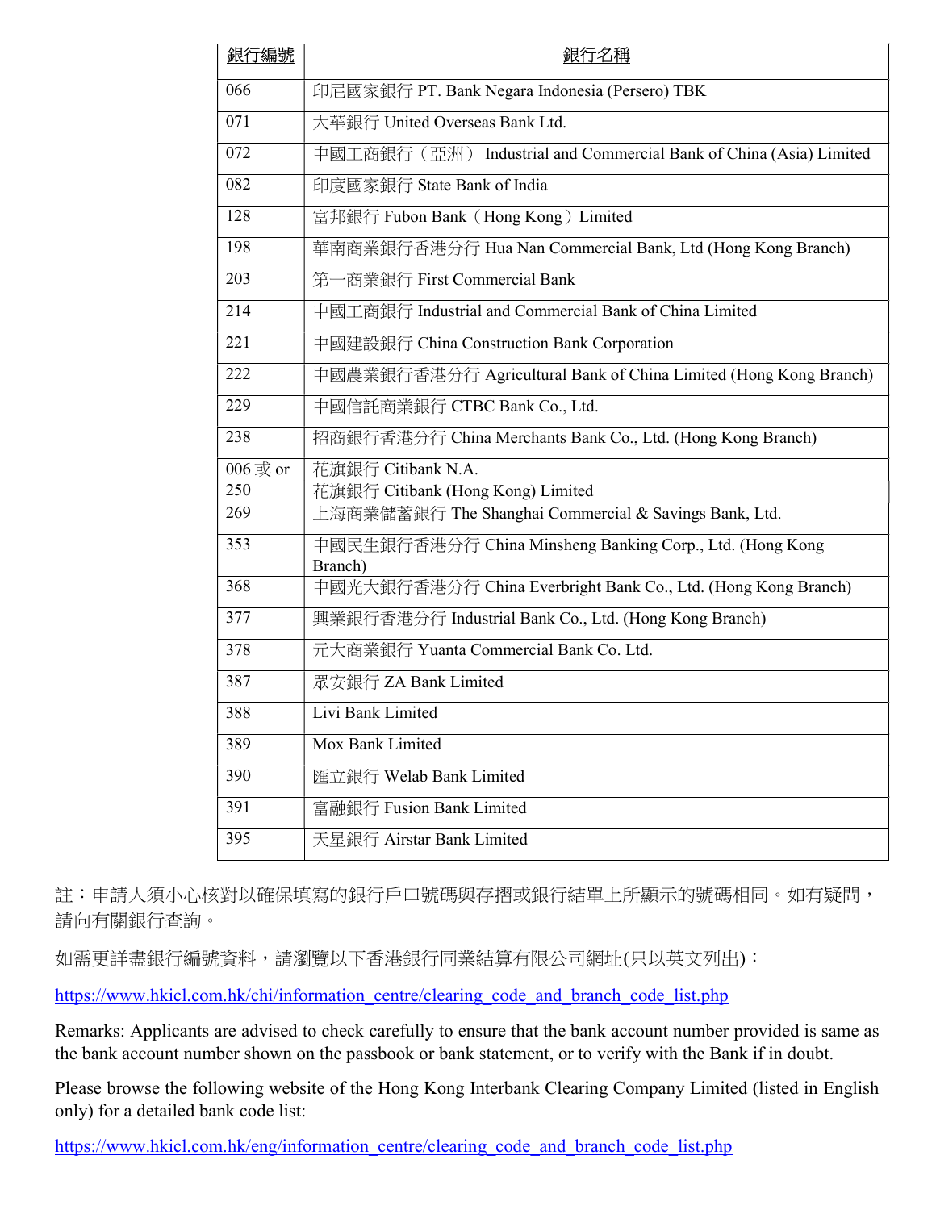| 銀行編號 | 銀行名稱 |
|---|---|
| 066 | 印尼國家銀行 PT. Bank Negara Indonesia (Persero) TBK |
| 071 | 大華銀行 United Overseas Bank Ltd. |
| 072 | 中國工商銀行（亞洲） Industrial and Commercial Bank of China (Asia) Limited |
| 082 | 印度國家銀行 State Bank of India |
| 128 | 富邦銀行 Fubon Bank（Hong Kong）Limited |
| 198 | 華南商業銀行香港分行 Hua Nan Commercial Bank, Ltd (Hong Kong Branch) |
| 203 | 第一商業銀行 First Commercial Bank |
| 214 | 中國工商銀行 Industrial and Commercial Bank of China Limited |
| 221 | 中國建設銀行 China Construction Bank Corporation |
| 222 | 中國農業銀行香港分行 Agricultural Bank of China Limited (Hong Kong Branch) |
| 229 | 中國信託商業銀行 CTBC Bank Co., Ltd. |
| 238 | 招商銀行香港分行 China Merchants Bank Co., Ltd. (Hong Kong Branch) |
| 006 或 or 250 | 花旗銀行 Citibank N.A.<br>花旗銀行 Citibank (Hong Kong) Limited |
| 269 | 上海商業儲蓄銀行 The Shanghai Commercial & Savings Bank, Ltd. |
| 353 | 中國民生銀行香港分行 China Minsheng Banking Corp., Ltd. (Hong Kong Branch) |
| 368 | 中國光大銀行香港分行 China Everbright Bank Co., Ltd. (Hong Kong Branch) |
| 377 | 興業銀行香港分行 Industrial Bank Co., Ltd. (Hong Kong Branch) |
| 378 | 元大商業銀行 Yuanta Commercial Bank Co. Ltd. |
| 387 | 眾安銀行 ZA Bank Limited |
| 388 | Livi Bank Limited |
| 389 | Mox Bank Limited |
| 390 | 匯立銀行 Welab Bank Limited |
| 391 | 富融銀行 Fusion Bank Limited |
| 395 | 天星銀行 Airstar Bank Limited |

註：申請人須小心核對以確保填寫的銀行戶口號碼與存摺或銀行結單上所顯示的號碼相同。如有疑問，請向有關銀行查詢。

如需更詳盡銀行編號資料，請瀏覽以下香港銀行同業結算有限公司網址(只以英文列出)：

https://www.hkicl.com.hk/chi/information_centre/clearing_code_and_branch_code_list.php

Remarks: Applicants are advised to check carefully to ensure that the bank account number provided is same as the bank account number shown on the passbook or bank statement, or to verify with the Bank if in doubt.

Please browse the following website of the Hong Kong Interbank Clearing Company Limited (listed in English only) for a detailed bank code list:

https://www.hkicl.com.hk/eng/information_centre/clearing_code_and_branch_code_list.php